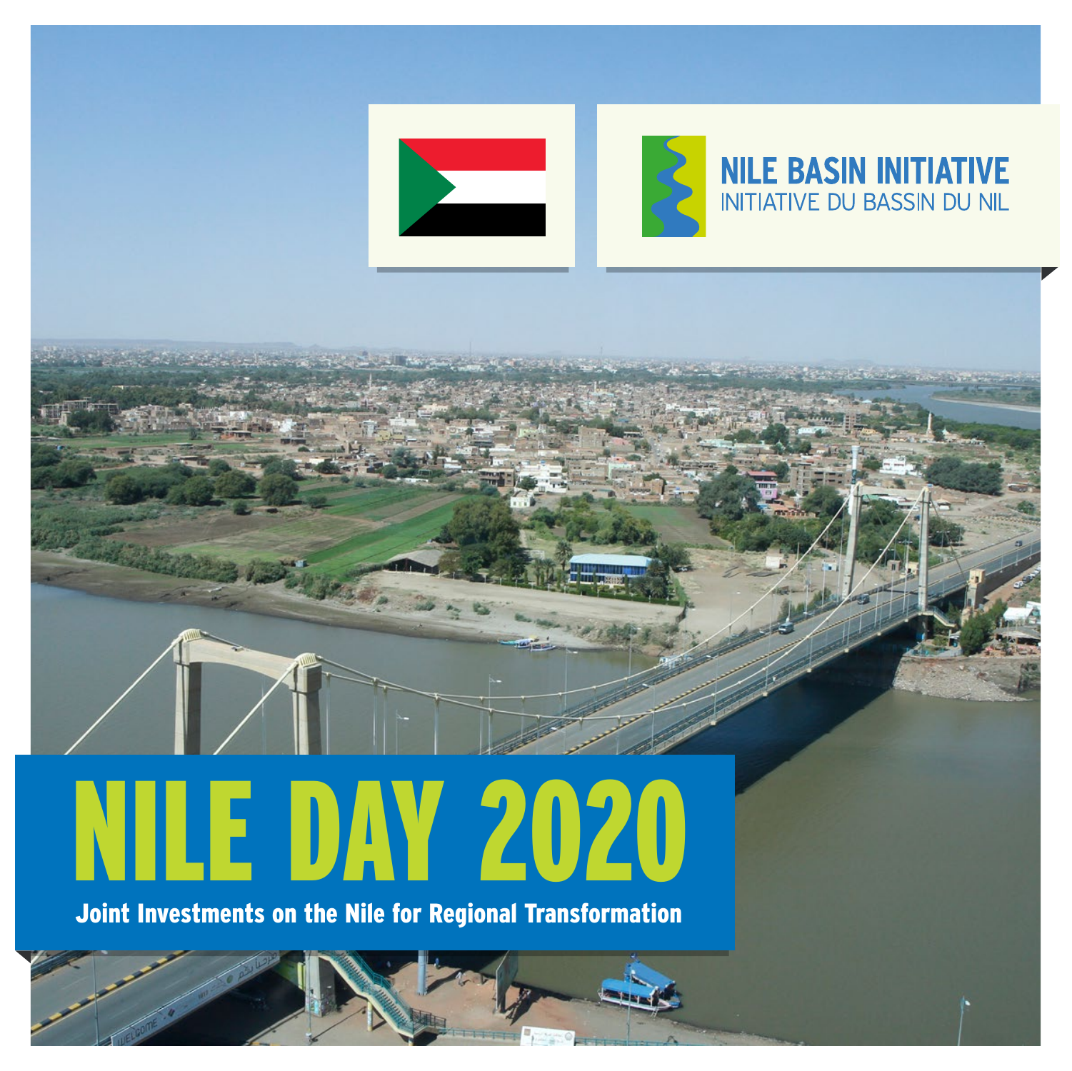NILE BASIN INITIATIVE

INITIATIVE DU BASSIN DU NIL

# NILE DAY 2020

**Joint Investments on the Nile for Regional Transformation**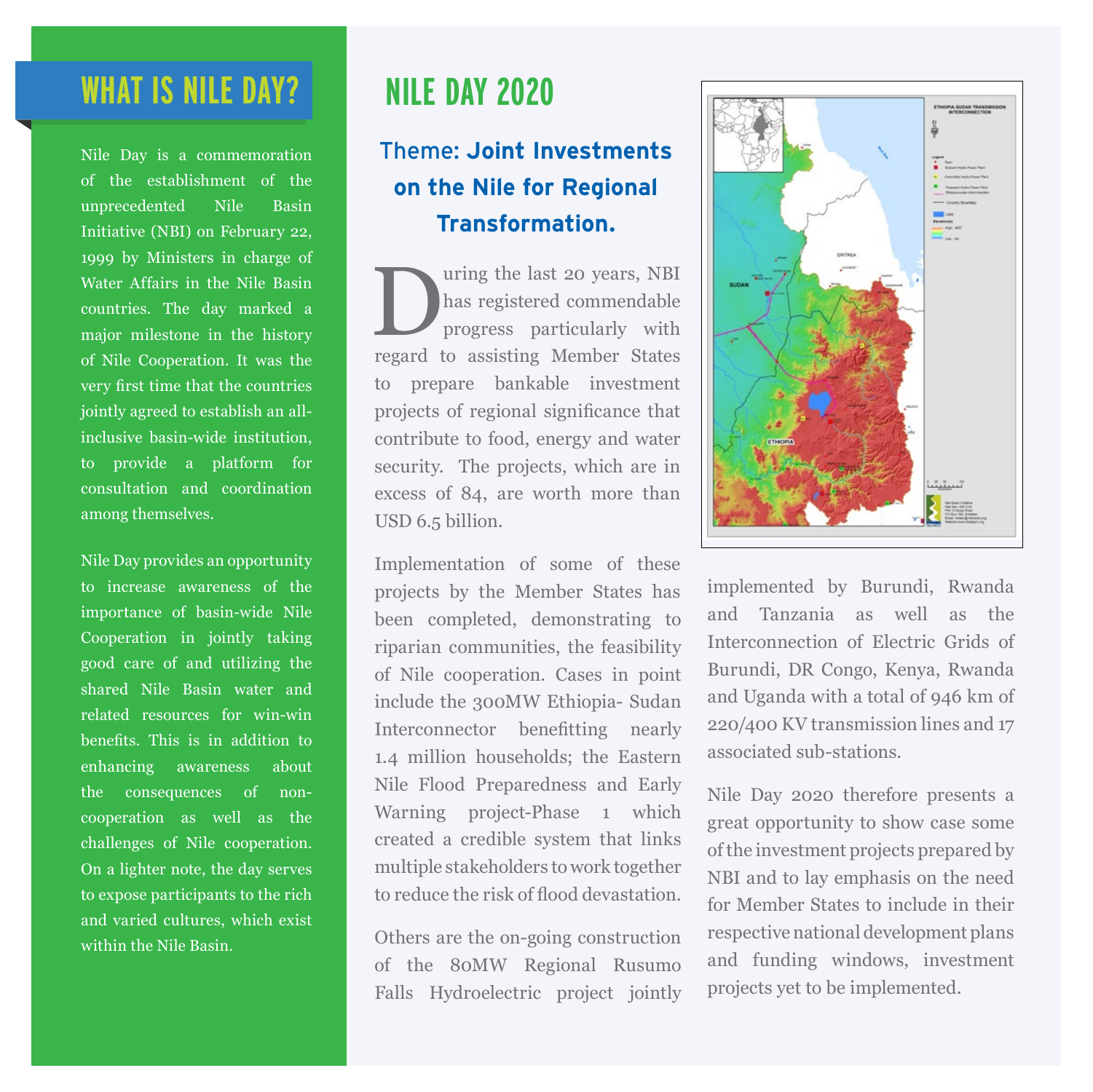## WHAT IS NILE DAY?

Nile Day is a commemoration of the establishment of the unprecedented Nile Basin Initiative (NBI) on February 22, 1999 by Ministers in charge of Water Affairs in the Nile Basin countries. The day marked a major milestone in the history of Nile Cooperation. It was the very first time that the countries jointly agreed to establish an all-inclusive basin-wide institution, to provide a platform for consultation and coordination among themselves.

Nile Day provides an opportunity to increase awareness of the importance of basin-wide Nile Cooperation in jointly taking good care of and utilizing the shared Nile Basin water and related resources for win-win benefits. This is in addition to enhancing awareness about the consequences of non-cooperation as well as the challenges of Nile cooperation. On a lighter note, the day serves to expose participants to the rich and varied cultures, which exist within the Nile Basin.

## NILE DAY 2020

### Theme: **Joint Investments on the Nile for Regional Transformation.**

During the last 20 years, NBI has registered commendable progress particularly with regard to assisting Member States to prepare bankable investment projects of regional significance that contribute to food, energy and water security. The projects, which are in excess of 84, are worth more than USD 6.5 billion.

Implementation of some of these projects by the Member States has been completed, demonstrating to riparian communities, the feasibility of Nile cooperation. Cases in point include the 300MW Ethiopia- Sudan Interconnector benefitting nearly 1.4 million households; the Eastern Nile Flood Preparedness and Early Warning project-Phase 1 which created a credible system that links multiple stakeholders to work together to reduce the risk of flood devastation.

Others are the on-going construction of the 80MW Regional Rusumo Falls Hydroelectric project jointly implemented by Burundi, Rwanda and Tanzania as well as the Interconnection of Electric Grids of Burundi, DR Congo, Kenya, Rwanda and Uganda with a total of 946 km of 220/400 KV transmission lines and 17 associated sub-stations.

Nile Day 2020 therefore presents a great opportunity to show case some of the investment projects prepared by NBI and to lay emphasis on the need for Member States to include in their respective national development plans and funding windows, investment projects yet to be implemented.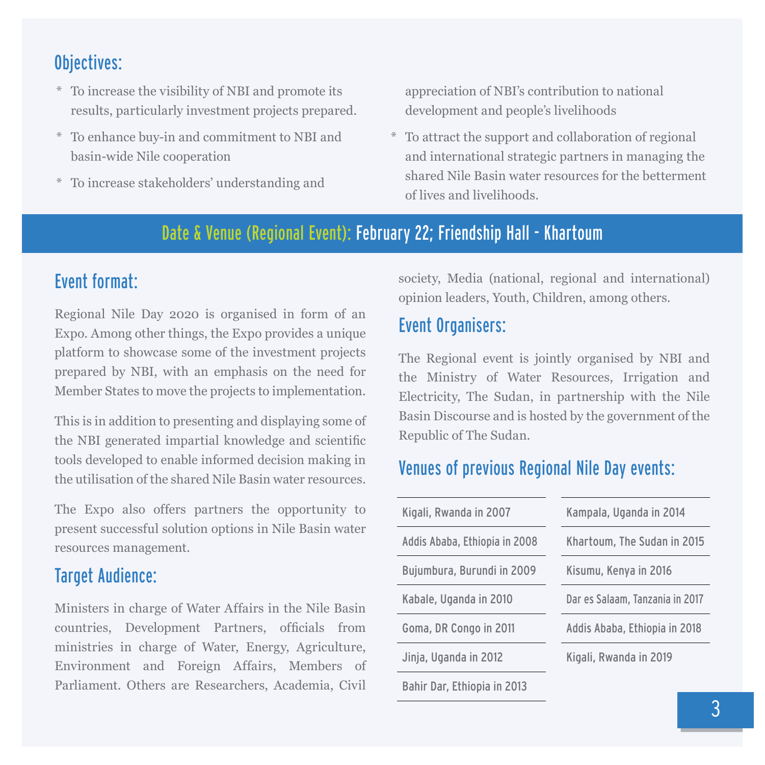## Objectives:

* To increase the visibility of NBI and promote its results, particularly investment projects prepared.
* To enhance buy-in and commitment to NBI and basin-wide Nile cooperation
* To increase stakeholders' understanding and appreciation of NBI's contribution to national development and people's livelihoods
* To attract the support and collaboration of regional and international strategic partners in managing the shared Nile Basin water resources for the betterment of lives and livelihoods.

## Date & Venue (Regional Event): February 22; Friendship Hall - Khartoum

## Event format:

Regional Nile Day 2020 is organised in form of an Expo. Among other things, the Expo provides a unique platform to showcase some of the investment projects prepared by NBI, with an emphasis on the need for Member States to move the projects to implementation.

This is in addition to presenting and displaying some of the NBI generated impartial knowledge and scientific tools developed to enable informed decision making in the utilisation of the shared Nile Basin water resources.

The Expo also offers partners the opportunity to present successful solution options in Nile Basin water resources management.

## Target Audience:

Ministers in charge of Water Affairs in the Nile Basin countries, Development Partners, officials from ministries in charge of Water, Energy, Agriculture, Environment and Foreign Affairs, Members of Parliament. Others are Researchers, Academia, Civil society, Media (national, regional and international) opinion leaders, Youth, Children, among others.

## Event Organisers:

The Regional event is jointly organised by NBI and the Ministry of Water Resources, Irrigation and Electricity, The Sudan, in partnership with the Nile Basin Discourse and is hosted by the government of the Republic of The Sudan.

## Venues of previous Regional Nile Day events:

- Kigali, Rwanda in 2007
- Addis Ababa, Ethiopia in 2008
- Bujumbura, Burundi in 2009
- Kabale, Uganda in 2010
- Goma, DR Congo in 2011
- Jinja, Uganda in 2012
- Bahir Dar, Ethiopia in 2013
- Kampala, Uganda in 2014
- Khartoum, The Sudan in 2015
- Kisumu, Kenya in 2016
- Dar es Salaam, Tanzania in 2017
- Addis Ababa, Ethiopia in 2018
- Kigali, Rwanda in 2019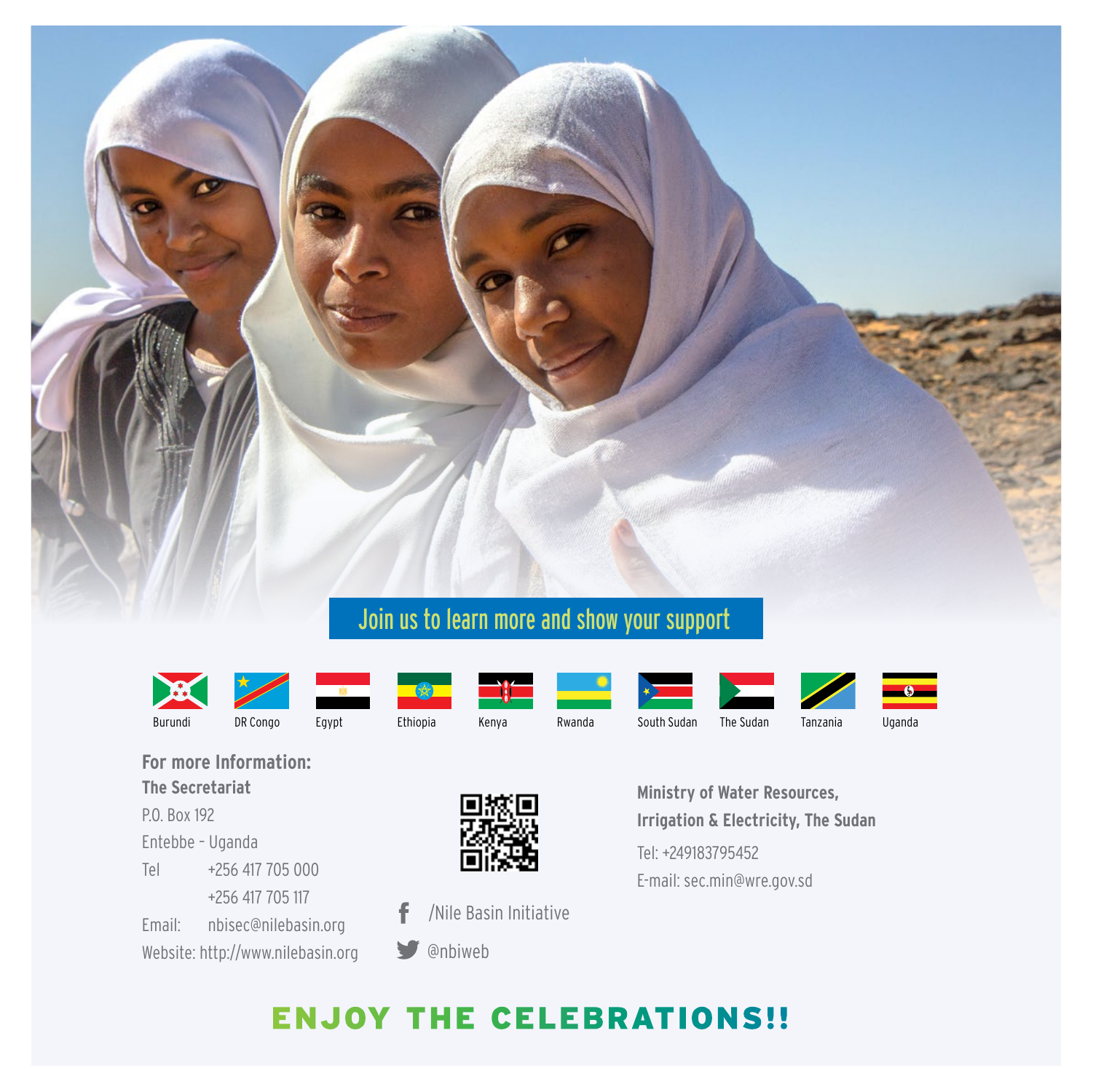Join us to learn more and show your support

Burundi DR Congo Egypt Ethiopia Kenya Rwanda South Sudan The Sudan Tanzania Uganda

**For more Information:**

**The Secretariat**

P.O. Box 192

Entebbe - Uganda

Tel +256 417 705 000

+256 417 705 117

Email: nbisec@nilebasin.org

Website: http://www.nilebasin.org

/Nile Basin Initiative

@nbiweb

**Ministry of Water Resources, Irrigation & Electricity, The Sudan**

Tel: +249183795452

E-mail: sec.min@wre.gov.sd

## ENJOY THE CELEBRATIONS!!